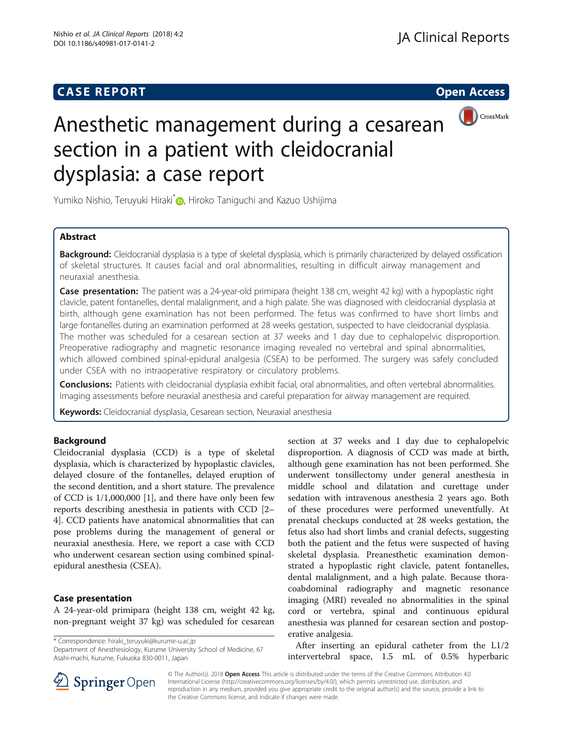**CASE REPORT** **Open Access**

# Anesthetic management during a cesarean section in a patient with cleidocranial dysplasia: a case report

Yumiko Nishio, Teruyuki Hiraki*, Hiroko Taniguchi and Kazuo Ushijima

## Abstract

**Background:** Cleidocranial dysplasia is a type of skeletal dysplasia, which is primarily characterized by delayed ossification of skeletal structures. It causes facial and oral abnormalities, resulting in difficult airway management and neuraxial anesthesia.

**Case presentation:** The patient was a 24-year-old primipara (height 138 cm, weight 42 kg) with a hypoplastic right clavicle, patent fontanelles, dental malalignment, and a high palate. She was diagnosed with cleidocranial dysplasia at birth, although gene examination has not been performed. The fetus was confirmed to have short limbs and large fontanelles during an examination performed at 28 weeks gestation, suspected to have cleidocranial dysplasia. The mother was scheduled for a cesarean section at 37 weeks and 1 day due to cephalopelvic disproportion. Preoperative radiography and magnetic resonance imaging revealed no vertebral and spinal abnormalities, which allowed combined spinal-epidural analgesia (CSEA) to be performed. The surgery was safely concluded under CSEA with no intraoperative respiratory or circulatory problems.

**Conclusions:** Patients with cleidocranial dysplasia exhibit facial, oral abnormalities, and often vertebral abnormalities. Imaging assessments before neuraxial anesthesia and careful preparation for airway management are required.

**Keywords:** Cleidocranial dysplasia, Cesarean section, Neuraxial anesthesia

## Background

Cleidocranial dysplasia (CCD) is a type of skeletal dysplasia, which is characterized by hypoplastic clavicles, delayed closure of the fontanelles, delayed eruption of the second dentition, and a short stature. The prevalence of CCD is 1/1,000,000 [1], and there have only been few reports describing anesthesia in patients with CCD [2–4]. CCD patients have anatomical abnormalities that can pose problems during the management of general or neuraxial anesthesia. Here, we report a case with CCD who underwent cesarean section using combined spinal-epidural anesthesia (CSEA).

## Case presentation

A 24-year-old primipara (height 138 cm, weight 42 kg, non-pregnant weight 37 kg) was scheduled for cesarean section at 37 weeks and 1 day due to cephalopelvic disproportion. A diagnosis of CCD was made at birth, although gene examination has not been performed. She underwent tonsillectomy under general anesthesia in middle school and dilatation and curettage under sedation with intravenous anesthesia 2 years ago. Both of these procedures were performed uneventfully. At prenatal checkups conducted at 28 weeks gestation, the fetus also had short limbs and cranial defects, suggesting both the patient and the fetus were suspected of having skeletal dysplasia. Preanesthetic examination demonstrated a hypoplastic right clavicle, patent fontanelles, dental malalignment, and a high palate. Because thoracoabdominal radiography and magnetic resonance imaging (MRI) revealed no abnormalities in the spinal cord or vertebra, spinal and continuous epidural anesthesia was planned for cesarean section and postoperative analgesia.

After inserting an epidural catheter from the L1/2 intervertebral space, 1.5 mL of 0.5% hyperbaric

\* Correspondence: hiraki_teruyuki@kurume-u.ac.jp
Department of Anesthesiology, Kurume University School of Medicine, 67 Asahi-machi, Kurume, Fukuoka 830-0011, Japan

© The Author(s). 2018 **Open Access** This article is distributed under the terms of the Creative Commons Attribution 4.0 International License (http://creativecommons.org/licenses/by/4.0/), which permits unrestricted use, distribution, and reproduction in any medium, provided you give appropriate credit to the original author(s) and the source, provide a link to the Creative Commons license, and indicate if changes were made.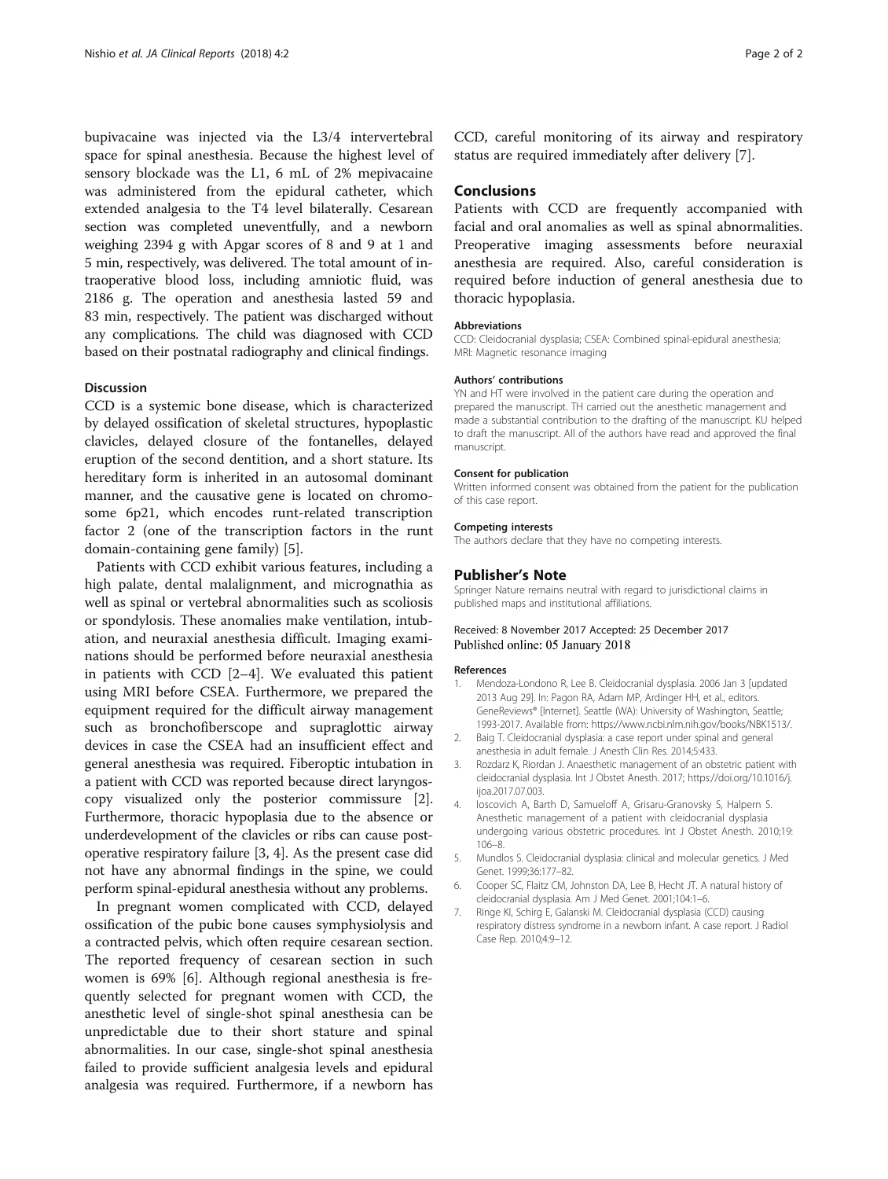bupivacaine was injected via the L3/4 intervertebral space for spinal anesthesia. Because the highest level of sensory blockade was the L1, 6 mL of 2% mepivacaine was administered from the epidural catheter, which extended analgesia to the T4 level bilaterally. Cesarean section was completed uneventfully, and a newborn weighing 2394 g with Apgar scores of 8 and 9 at 1 and 5 min, respectively, was delivered. The total amount of intraoperative blood loss, including amniotic fluid, was 2186 g. The operation and anesthesia lasted 59 and 83 min, respectively. The patient was discharged without any complications. The child was diagnosed with CCD based on their postnatal radiography and clinical findings.

## Discussion

CCD is a systemic bone disease, which is characterized by delayed ossification of skeletal structures, hypoplastic clavicles, delayed closure of the fontanelles, delayed eruption of the second dentition, and a short stature. Its hereditary form is inherited in an autosomal dominant manner, and the causative gene is located on chromosome 6p21, which encodes runt-related transcription factor 2 (one of the transcription factors in the runt domain-containing gene family) [5].

Patients with CCD exhibit various features, including a high palate, dental malalignment, and micrognathia as well as spinal or vertebral abnormalities such as scoliosis or spondylosis. These anomalies make ventilation, intubation, and neuraxial anesthesia difficult. Imaging examinations should be performed before neuraxial anesthesia in patients with CCD [2–4]. We evaluated this patient using MRI before CSEA. Furthermore, we prepared the equipment required for the difficult airway management such as bronchofiberscope and supraglottic airway devices in case the CSEA had an insufficient effect and general anesthesia was required. Fiberoptic intubation in a patient with CCD was reported because direct laryngoscopy visualized only the posterior commissure [2]. Furthermore, thoracic hypoplasia due to the absence or underdevelopment of the clavicles or ribs can cause postoperative respiratory failure [3, 4]. As the present case did not have any abnormal findings in the spine, we could perform spinal-epidural anesthesia without any problems.

In pregnant women complicated with CCD, delayed ossification of the pubic bone causes symphysiolysis and a contracted pelvis, which often require cesarean section. The reported frequency of cesarean section in such women is 69% [6]. Although regional anesthesia is frequently selected for pregnant women with CCD, the anesthetic level of single-shot spinal anesthesia can be unpredictable due to their short stature and spinal abnormalities. In our case, single-shot spinal anesthesia failed to provide sufficient analgesia levels and epidural analgesia was required. Furthermore, if a newborn has CCD, careful monitoring of its airway and respiratory status are required immediately after delivery [7].

## Conclusions

Patients with CCD are frequently accompanied with facial and oral anomalies as well as spinal abnormalities. Preoperative imaging assessments before neuraxial anesthesia are required. Also, careful consideration is required before induction of general anesthesia due to thoracic hypoplasia.

#### Abbreviations

CCD: Cleidocranial dysplasia; CSEA: Combined spinal-epidural anesthesia; MRI: Magnetic resonance imaging

#### Authors' contributions

YN and HT were involved in the patient care during the operation and prepared the manuscript. TH carried out the anesthetic management and made a substantial contribution to the drafting of the manuscript. KU helped to draft the manuscript. All of the authors have read and approved the final manuscript.

#### Consent for publication

Written informed consent was obtained from the patient for the publication of this case report.

#### Competing interests

The authors declare that they have no competing interests.

## Publisher's Note

Springer Nature remains neutral with regard to jurisdictional claims in published maps and institutional affiliations.

Received: 8 November 2017 Accepted: 25 December 2017
Published online: 05 January 2018

#### References

1. Mendoza-Londono R, Lee B. Cleidocranial dysplasia. 2006 Jan 3 [updated 2013 Aug 29]. In: Pagon RA, Adam MP, Ardinger HH, et al., editors. GeneReviews® [Internet]. Seattle (WA): University of Washington, Seattle; 1993-2017. Available from: https://www.ncbi.nlm.nih.gov/books/NBK1513/.
2. Baig T. Cleidocranial dysplasia: a case report under spinal and general anesthesia in adult female. J Anesth Clin Res. 2014;5:433.
3. Rozdarz K, Riordan J. Anaesthetic management of an obstetric patient with cleidocranial dysplasia. Int J Obstet Anesth. 2017; https://doi.org/10.1016/j.ijoa.2017.07.003.
4. Ioscovich A, Barth D, Samueloff A, Grisaru-Granovsky S, Halpern S. Anesthetic management of a patient with cleidocranial dysplasia undergoing various obstetric procedures. Int J Obstet Anesth. 2010;19:106–8.
5. Mundlos S. Cleidocranial dysplasia: clinical and molecular genetics. J Med Genet. 1999;36:177–82.
6. Cooper SC, Flaitz CM, Johnston DA, Lee B, Hecht JT. A natural history of cleidocranial dysplasia. Am J Med Genet. 2001;104:1–6.
7. Ringe KI, Schirg E, Galanski M. Cleidocranial dysplasia (CCD) causing respiratory distress syndrome in a newborn infant. A case report. J Radiol Case Rep. 2010;4:9–12.